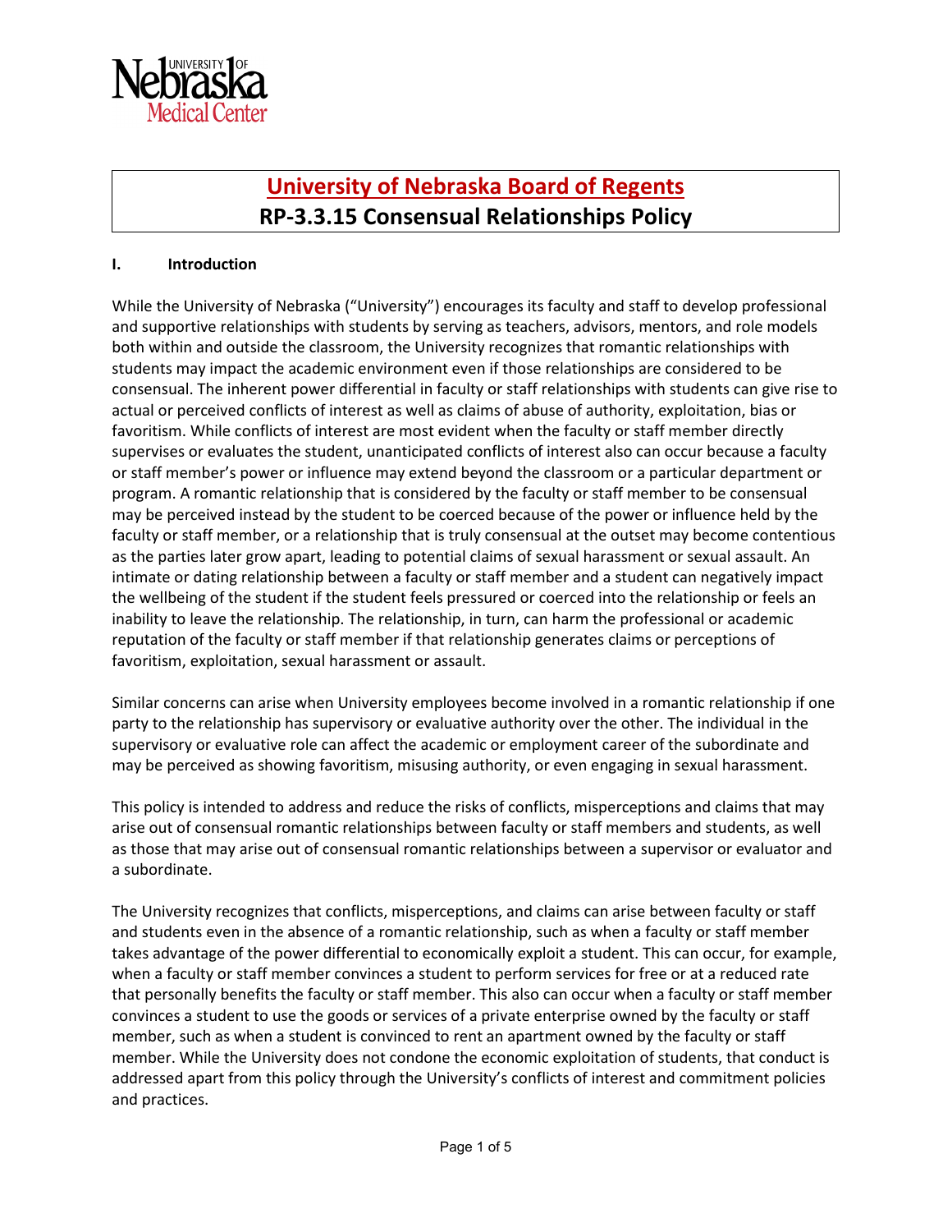# University of Nebraska Board of Regents

# RP-3.3.15 Consensual Relationships Policy

## I. Introduction

While the University of Nebraska ("University") encourages its faculty and staff to develop professional and supportive relationships with students by serving as teachers, advisors, mentors, and role models both within and outside the classroom, the University recognizes that romantic relationships with students may impact the academic environment even if those relationships are considered to be consensual. The inherent power differential in faculty or staff relationships with students can give rise to actual or perceived conflicts of interest as well as claims of abuse of authority, exploitation, bias or favoritism. While conflicts of interest are most evident when the faculty or staff member directly supervises or evaluates the student, unanticipated conflicts of interest also can occur because a faculty or staff member's power or influence may extend beyond the classroom or a particular department or program. A romantic relationship that is considered by the faculty or staff member to be consensual may be perceived instead by the student to be coerced because of the power or influence held by the faculty or staff member, or a relationship that is truly consensual at the outset may become contentious as the parties later grow apart, leading to potential claims of sexual harassment or sexual assault. An intimate or dating relationship between a faculty or staff member and a student can negatively impact the wellbeing of the student if the student feels pressured or coerced into the relationship or feels an inability to leave the relationship. The relationship, in turn, can harm the professional or academic reputation of the faculty or staff member if that relationship generates claims or perceptions of favoritism, exploitation, sexual harassment or assault.

Similar concerns can arise when University employees become involved in a romantic relationship if one party to the relationship has supervisory or evaluative authority over the other. The individual in the supervisory or evaluative role can affect the academic or employment career of the subordinate and may be perceived as showing favoritism, misusing authority, or even engaging in sexual harassment.

This policy is intended to address and reduce the risks of conflicts, misperceptions and claims that may arise out of consensual romantic relationships between faculty or staff members and students, as well as those that may arise out of consensual romantic relationships between a supervisor or evaluator and a subordinate.

The University recognizes that conflicts, misperceptions, and claims can arise between faculty or staff and students even in the absence of a romantic relationship, such as when a faculty or staff member takes advantage of the power differential to economically exploit a student. This can occur, for example, when a faculty or staff member convinces a student to perform services for free or at a reduced rate that personally benefits the faculty or staff member. This also can occur when a faculty or staff member convinces a student to use the goods or services of a private enterprise owned by the faculty or staff member, such as when a student is convinced to rent an apartment owned by the faculty or staff member. While the University does not condone the economic exploitation of students, that conduct is addressed apart from this policy through the University's conflicts of interest and commitment policies and practices.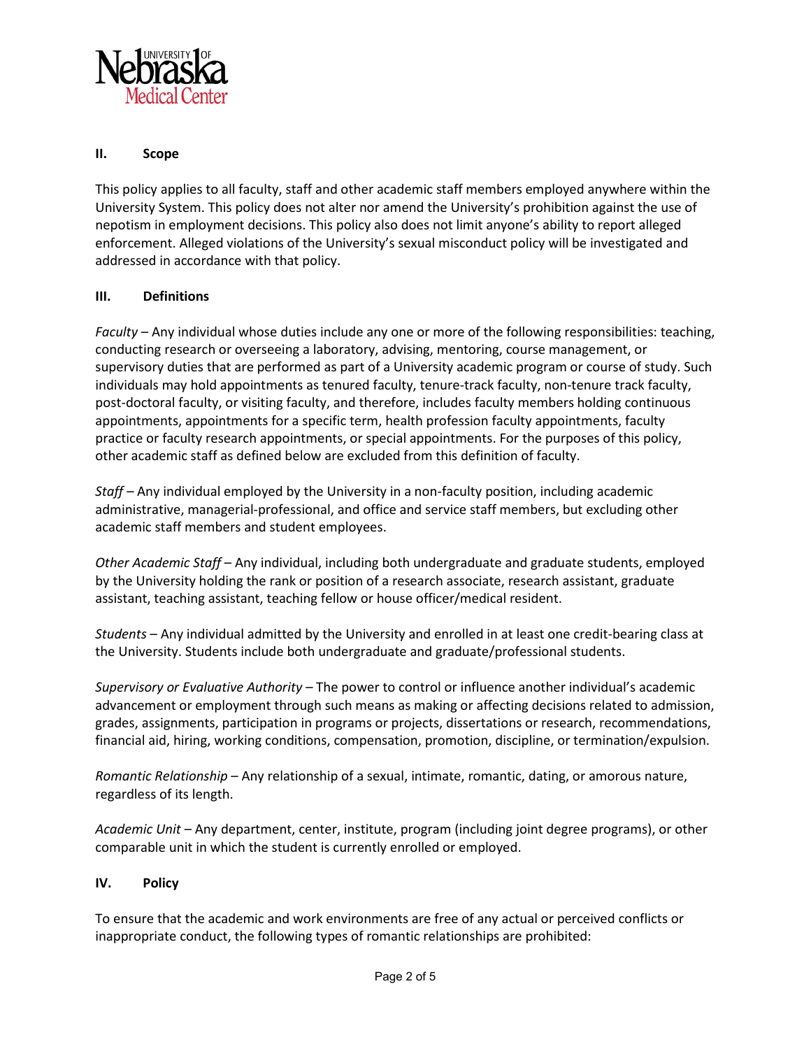## II. Scope

This policy applies to all faculty, staff and other academic staff members employed anywhere within the University System. This policy does not alter nor amend the University's prohibition against the use of nepotism in employment decisions. This policy also does not limit anyone's ability to report alleged enforcement. Alleged violations of the University's sexual misconduct policy will be investigated and addressed in accordance with that policy.

## III. Definitions

*Faculty* – Any individual whose duties include any one or more of the following responsibilities: teaching, conducting research or overseeing a laboratory, advising, mentoring, course management, or supervisory duties that are performed as part of a University academic program or course of study. Such individuals may hold appointments as tenured faculty, tenure-track faculty, non-tenure track faculty, post-doctoral faculty, or visiting faculty, and therefore, includes faculty members holding continuous appointments, appointments for a specific term, health profession faculty appointments, faculty practice or faculty research appointments, or special appointments. For the purposes of this policy, other academic staff as defined below are excluded from this definition of faculty.

*Staff* – Any individual employed by the University in a non-faculty position, including academic administrative, managerial-professional, and office and service staff members, but excluding other academic staff members and student employees.

*Other Academic Staff* – Any individual, including both undergraduate and graduate students, employed by the University holding the rank or position of a research associate, research assistant, graduate assistant, teaching assistant, teaching fellow or house officer/medical resident.

*Students* – Any individual admitted by the University and enrolled in at least one credit-bearing class at the University. Students include both undergraduate and graduate/professional students.

*Supervisory or Evaluative Authority* – The power to control or influence another individual's academic advancement or employment through such means as making or affecting decisions related to admission, grades, assignments, participation in programs or projects, dissertations or research, recommendations, financial aid, hiring, working conditions, compensation, promotion, discipline, or termination/expulsion.

*Romantic Relationship* – Any relationship of a sexual, intimate, romantic, dating, or amorous nature, regardless of its length.

*Academic Unit* – Any department, center, institute, program (including joint degree programs), or other comparable unit in which the student is currently enrolled or employed.

## IV. Policy

To ensure that the academic and work environments are free of any actual or perceived conflicts or inappropriate conduct, the following types of romantic relationships are prohibited: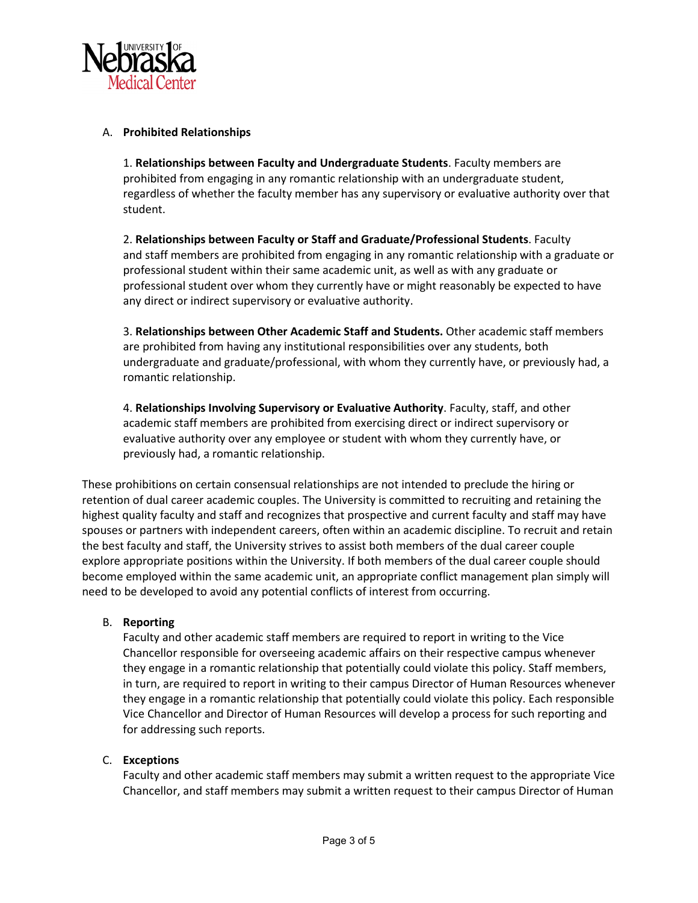A. **Prohibited Relationships**

1. **Relationships between Faculty and Undergraduate Students**. Faculty members are prohibited from engaging in any romantic relationship with an undergraduate student, regardless of whether the faculty member has any supervisory or evaluative authority over that student.

2. **Relationships between Faculty or Staff and Graduate/Professional Students**. Faculty and staff members are prohibited from engaging in any romantic relationship with a graduate or professional student within their same academic unit, as well as with any graduate or professional student over whom they currently have or might reasonably be expected to have any direct or indirect supervisory or evaluative authority.

3. **Relationships between Other Academic Staff and Students.** Other academic staff members are prohibited from having any institutional responsibilities over any students, both undergraduate and graduate/professional, with whom they currently have, or previously had, a romantic relationship.

4. **Relationships Involving Supervisory or Evaluative Authority**. Faculty, staff, and other academic staff members are prohibited from exercising direct or indirect supervisory or evaluative authority over any employee or student with whom they currently have, or previously had, a romantic relationship.

These prohibitions on certain consensual relationships are not intended to preclude the hiring or retention of dual career academic couples. The University is committed to recruiting and retaining the highest quality faculty and staff and recognizes that prospective and current faculty and staff may have spouses or partners with independent careers, often within an academic discipline. To recruit and retain the best faculty and staff, the University strives to assist both members of the dual career couple explore appropriate positions within the University. If both members of the dual career couple should become employed within the same academic unit, an appropriate conflict management plan simply will need to be developed to avoid any potential conflicts of interest from occurring.

B. **Reporting**

Faculty and other academic staff members are required to report in writing to the Vice Chancellor responsible for overseeing academic affairs on their respective campus whenever they engage in a romantic relationship that potentially could violate this policy. Staff members, in turn, are required to report in writing to their campus Director of Human Resources whenever they engage in a romantic relationship that potentially could violate this policy. Each responsible Vice Chancellor and Director of Human Resources will develop a process for such reporting and for addressing such reports.

C. **Exceptions**

Faculty and other academic staff members may submit a written request to the appropriate Vice Chancellor, and staff members may submit a written request to their campus Director of Human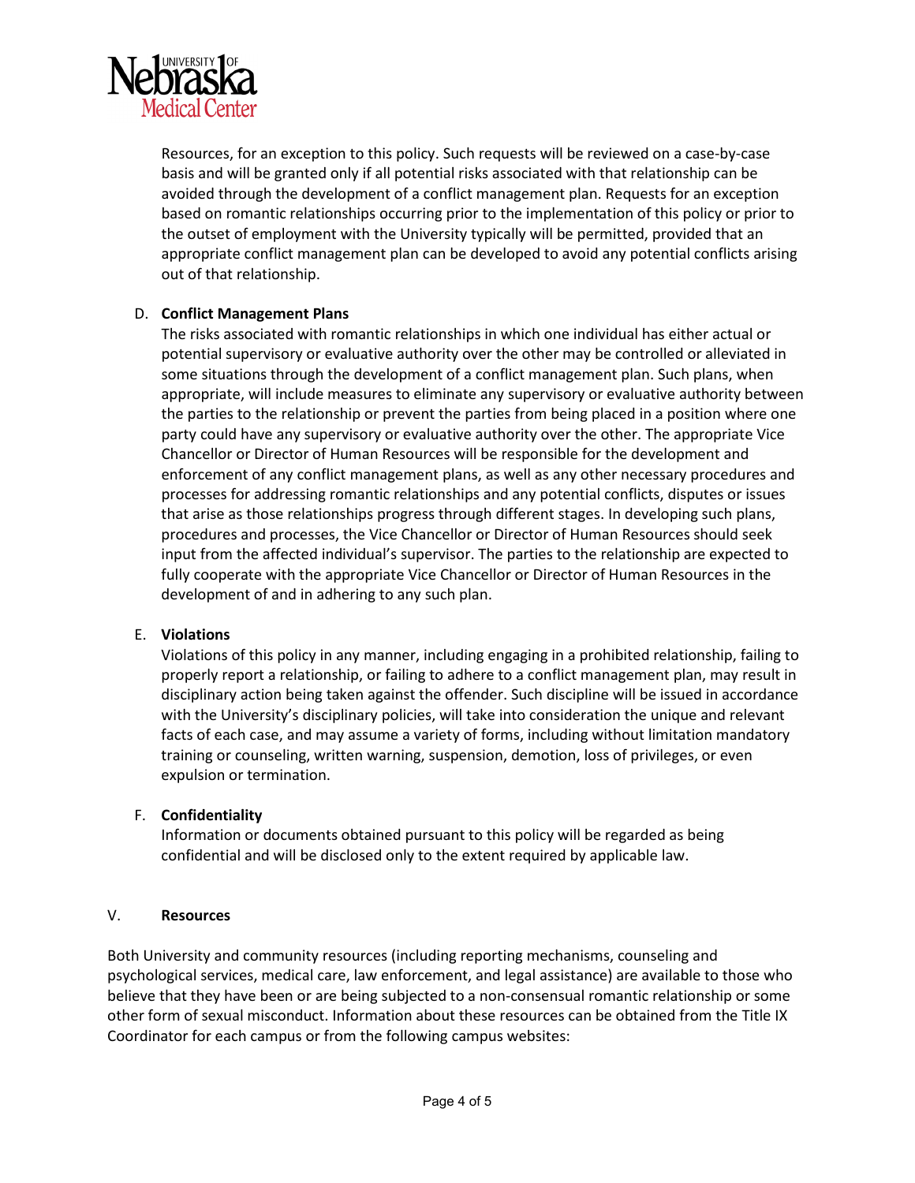Resources, for an exception to this policy. Such requests will be reviewed on a case-by-case basis and will be granted only if all potential risks associated with that relationship can be avoided through the development of a conflict management plan. Requests for an exception based on romantic relationships occurring prior to the implementation of this policy or prior to the outset of employment with the University typically will be permitted, provided that an appropriate conflict management plan can be developed to avoid any potential conflicts arising out of that relationship.

D. **Conflict Management Plans**

The risks associated with romantic relationships in which one individual has either actual or potential supervisory or evaluative authority over the other may be controlled or alleviated in some situations through the development of a conflict management plan. Such plans, when appropriate, will include measures to eliminate any supervisory or evaluative authority between the parties to the relationship or prevent the parties from being placed in a position where one party could have any supervisory or evaluative authority over the other. The appropriate Vice Chancellor or Director of Human Resources will be responsible for the development and enforcement of any conflict management plans, as well as any other necessary procedures and processes for addressing romantic relationships and any potential conflicts, disputes or issues that arise as those relationships progress through different stages. In developing such plans, procedures and processes, the Vice Chancellor or Director of Human Resources should seek input from the affected individual's supervisor. The parties to the relationship are expected to fully cooperate with the appropriate Vice Chancellor or Director of Human Resources in the development of and in adhering to any such plan.

E. **Violations**

Violations of this policy in any manner, including engaging in a prohibited relationship, failing to properly report a relationship, or failing to adhere to a conflict management plan, may result in disciplinary action being taken against the offender. Such discipline will be issued in accordance with the University's disciplinary policies, will take into consideration the unique and relevant facts of each case, and may assume a variety of forms, including without limitation mandatory training or counseling, written warning, suspension, demotion, loss of privileges, or even expulsion or termination.

F. **Confidentiality**

Information or documents obtained pursuant to this policy will be regarded as being confidential and will be disclosed only to the extent required by applicable law.

## V. **Resources**

Both University and community resources (including reporting mechanisms, counseling and psychological services, medical care, law enforcement, and legal assistance) are available to those who believe that they have been or are being subjected to a non-consensual romantic relationship or some other form of sexual misconduct. Information about these resources can be obtained from the Title IX Coordinator for each campus or from the following campus websites: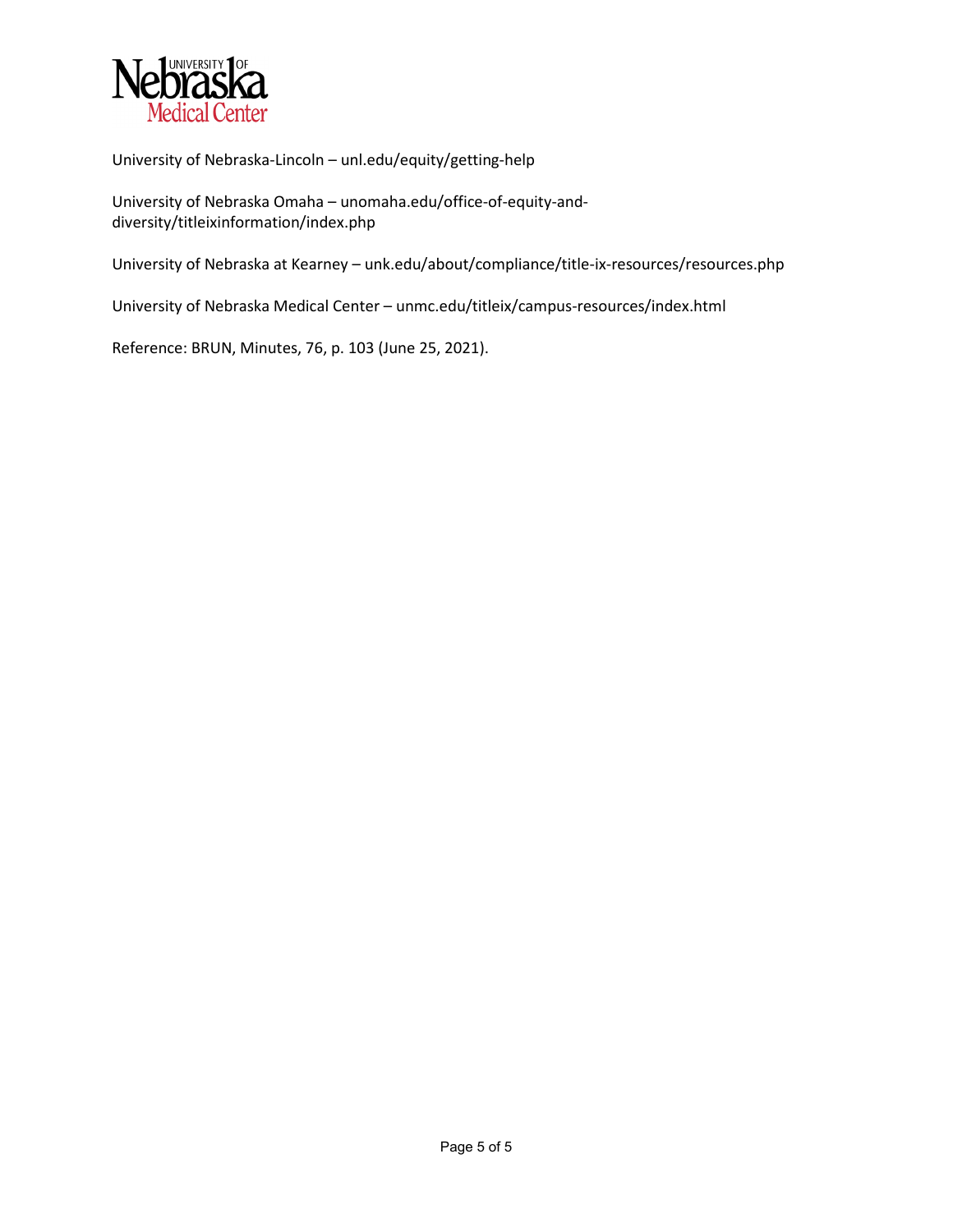University of Nebraska-Lincoln – unl.edu/equity/getting-help

University of Nebraska Omaha – unomaha.edu/office-of-equity-and-diversity/titleixinformation/index.php

University of Nebraska at Kearney – unk.edu/about/compliance/title-ix-resources/resources.php

University of Nebraska Medical Center – unmc.edu/titleix/campus-resources/index.html

Reference: BRUN, Minutes, 76, p. 103 (June 25, 2021).